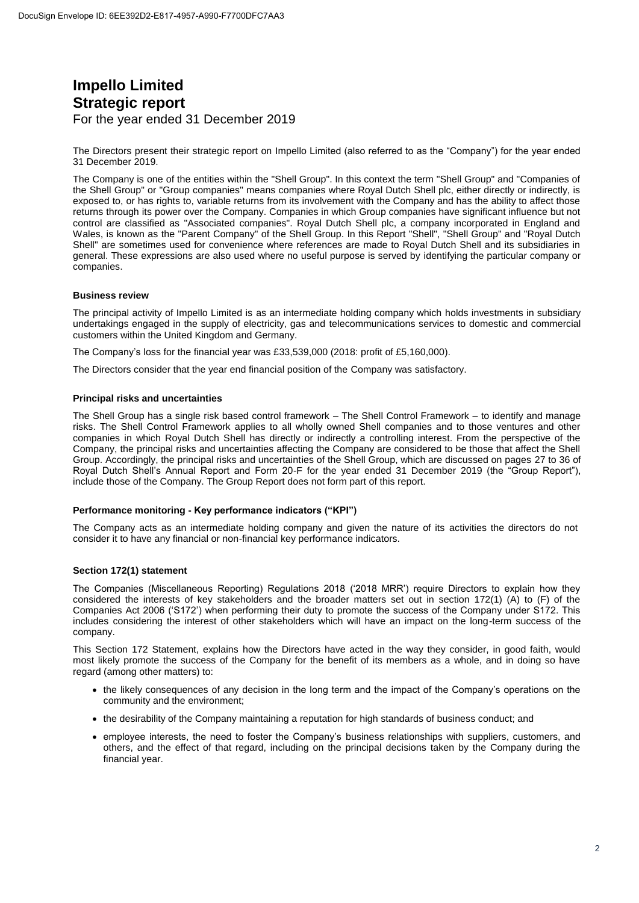# Impello Limited
## Strategic report
For the year ended 31 December 2019

The Directors present their strategic report on Impello Limited (also referred to as the "Company") for the year ended 31 December 2019.

The Company is one of the entities within the "Shell Group". In this context the term "Shell Group" and "Companies of the Shell Group" or "Group companies" means companies where Royal Dutch Shell plc, either directly or indirectly, is exposed to, or has rights to, variable returns from its involvement with the Company and has the ability to affect those returns through its power over the Company. Companies in which Group companies have significant influence but not control are classified as "Associated companies". Royal Dutch Shell plc, a company incorporated in England and Wales, is known as the "Parent Company" of the Shell Group. In this Report "Shell", "Shell Group" and "Royal Dutch Shell" are sometimes used for convenience where references are made to Royal Dutch Shell and its subsidiaries in general. These expressions are also used where no useful purpose is served by identifying the particular company or companies.

### Business review

The principal activity of Impello Limited is as an intermediate holding company which holds investments in subsidiary undertakings engaged in the supply of electricity, gas and telecommunications services to domestic and commercial customers within the United Kingdom and Germany.

The Company's loss for the financial year was £33,539,000 (2018: profit of £5,160,000).

The Directors consider that the year end financial position of the Company was satisfactory.

### Principal risks and uncertainties

The Shell Group has a single risk based control framework – The Shell Control Framework – to identify and manage risks. The Shell Control Framework applies to all wholly owned Shell companies and to those ventures and other companies in which Royal Dutch Shell has directly or indirectly a controlling interest. From the perspective of the Company, the principal risks and uncertainties affecting the Company are considered to be those that affect the Shell Group. Accordingly, the principal risks and uncertainties of the Shell Group, which are discussed on pages 27 to 36 of Royal Dutch Shell's Annual Report and Form 20-F for the year ended 31 December 2019 (the "Group Report"), include those of the Company. The Group Report does not form part of this report.

### Performance monitoring - Key performance indicators ("KPI")

The Company acts as an intermediate holding company and given the nature of its activities the directors do not consider it to have any financial or non-financial key performance indicators.

### Section 172(1) statement

The Companies (Miscellaneous Reporting) Regulations 2018 ('2018 MRR') require Directors to explain how they considered the interests of key stakeholders and the broader matters set out in section 172(1) (A) to (F) of the Companies Act 2006 ('S172') when performing their duty to promote the success of the Company under S172. This includes considering the interest of other stakeholders which will have an impact on the long-term success of the company.

This Section 172 Statement, explains how the Directors have acted in the way they consider, in good faith, would most likely promote the success of the Company for the benefit of its members as a whole, and in doing so have regard (among other matters) to:

- the likely consequences of any decision in the long term and the impact of the Company's operations on the community and the environment;
- the desirability of the Company maintaining a reputation for high standards of business conduct; and
- employee interests, the need to foster the Company's business relationships with suppliers, customers, and others, and the effect of that regard, including on the principal decisions taken by the Company during the financial year.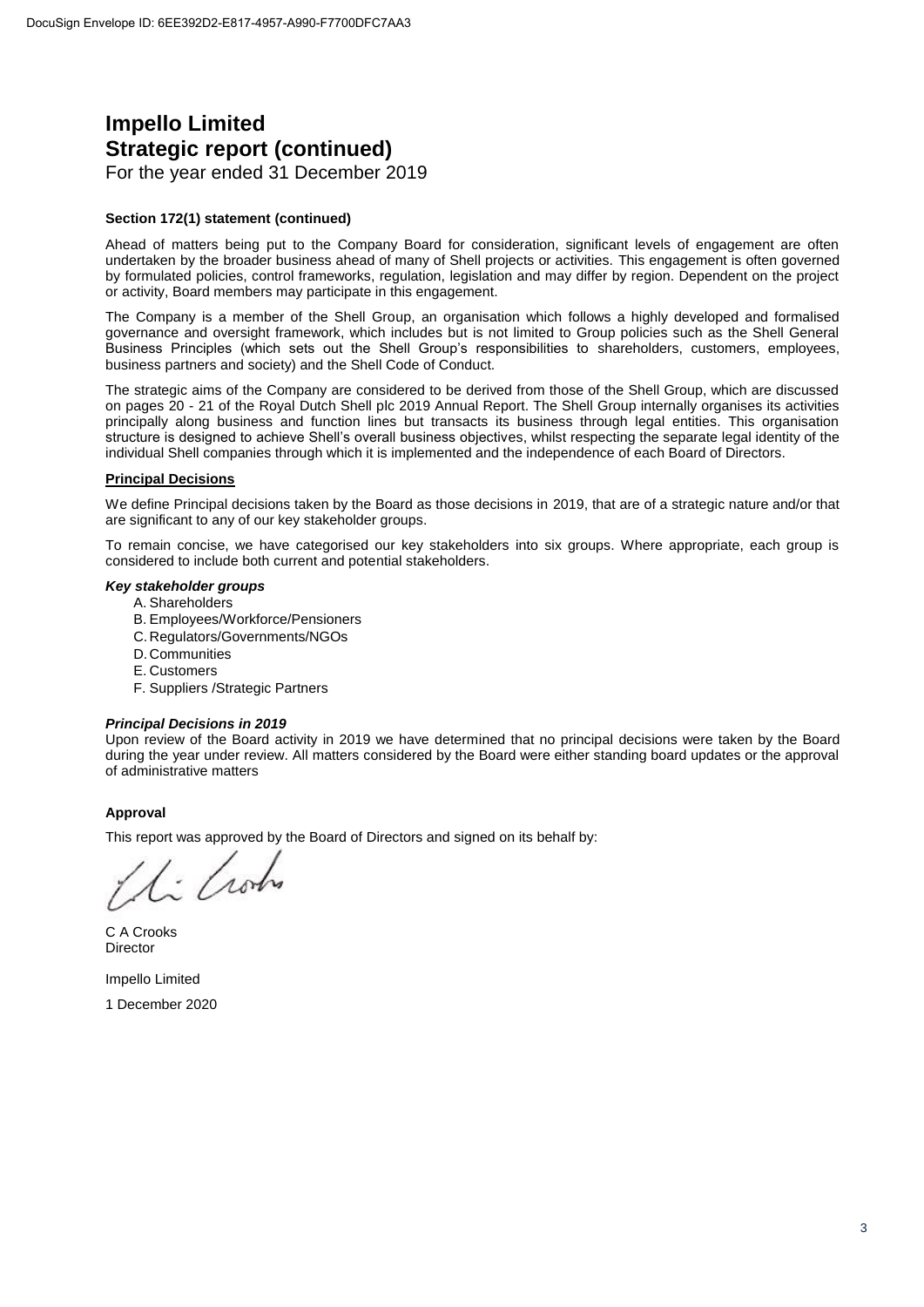# Impello Limited
## Strategic report (continued)
For the year ended 31 December 2019

### Section 172(1) statement (continued)

Ahead of matters being put to the Company Board for consideration, significant levels of engagement are often undertaken by the broader business ahead of many of Shell projects or activities. This engagement is often governed by formulated policies, control frameworks, regulation, legislation and may differ by region. Dependent on the project or activity, Board members may participate in this engagement.

The Company is a member of the Shell Group, an organisation which follows a highly developed and formalised governance and oversight framework, which includes but is not limited to Group policies such as the Shell General Business Principles (which sets out the Shell Group's responsibilities to shareholders, customers, employees, business partners and society) and the Shell Code of Conduct.

The strategic aims of the Company are considered to be derived from those of the Shell Group, which are discussed on pages 20 - 21 of the Royal Dutch Shell plc 2019 Annual Report. The Shell Group internally organises its activities principally along business and function lines but transacts its business through legal entities. This organisation structure is designed to achieve Shell's overall business objectives, whilst respecting the separate legal identity of the individual Shell companies through which it is implemented and the independence of each Board of Directors.

**Principal Decisions**

We define Principal decisions taken by the Board as those decisions in 2019, that are of a strategic nature and/or that are significant to any of our key stakeholder groups.

To remain concise, we have categorised our key stakeholder into six groups. Where appropriate, each group is considered to include both current and potential stakeholders.

***Key stakeholder groups***

A. Shareholders
B. Employees/Workforce/Pensioners
C. Regulators/Governments/NGOs
D. Communities
E. Customers
F. Suppliers /Strategic Partners

***Principal Decisions in 2019***

Upon review of the Board activity in 2019 we have determined that no principal decisions were taken by the Board during the year under review. All matters considered by the Board were either standing board updates or the approval of administrative matters

**Approval**

This report was approved by the Board of Directors and signed on its behalf by:

C A Crooks
Director

Impello Limited

1 December 2020